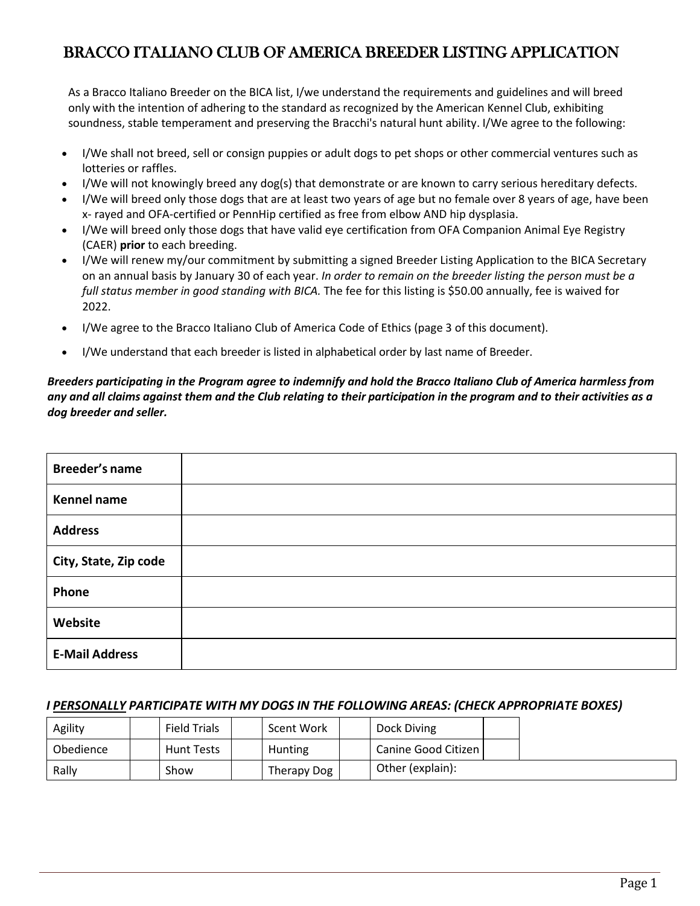# BRACCO ITALIANO CLUB OF AMERICA BREEDER LISTING APPLICATION

As a Bracco Italiano Breeder on the BICA list, I/we understand the requirements and guidelines and will breed only with the intention of adhering to the standard as recognized by the American Kennel Club, exhibiting soundness, stable temperament and preserving the Bracchi's natural hunt ability. I/We agree to the following:

- I/We shall not breed, sell or consign puppies or adult dogs to pet shops or other commercial ventures such as lotteries or raffles.
- I/We will not knowingly breed any dog(s) that demonstrate or are known to carry serious hereditary defects.
- I/We will breed only those dogs that are at least two years of age but no female over 8 years of age, have been x- rayed and OFA-certified or PennHip certified as free from elbow AND hip dysplasia.
- I/We will breed only those dogs that have valid eye certification from OFA Companion Animal Eye Registry (CAER) **prior** to each breeding.
- I/We will renew my/our commitment by submitting a signed Breeder Listing Application to the BICA Secretary on an annual basis by January 30 of each year. *In order to remain on the breeder listing the person must be a full status member in good standing with BICA.* The fee for this listing is $50.00 annually, fee is waived for 2022.
- I/We agree to the Bracco Italiano Club of America Code of Ethics (page 3 of this document).
- I/We understand that each breeder is listed in alphabetical order by last name of Breeder.

***Breeders participating in the Program agree to indemnify and hold the Bracco Italiano Club of America harmless from any and all claims against them and the Club relating to their participation in the program and to their activities as a dog breeder and seller.***

| | |
|---|---|
| **Breeder's name** | |
| **Kennel name** | |
| **Address** | |
| **City, State, Zip code** | |
| **Phone** | |
| **Website** | |
| **E-Mail Address** | |

***I PERSONALLY PARTICIPATE WITH MY DOGS IN THE FOLLOWING AREAS: (CHECK APPROPRIATE BOXES)***

| | | | | | | | |
|---|---|---|---|---|---|---|---|
| Agility | | Field Trials | | Scent Work | | Dock Diving | |
| Obedience | | Hunt Tests | | Hunting | | Canine Good Citizen | |
| Rally | | Show | | Therapy Dog | | Other (explain): | |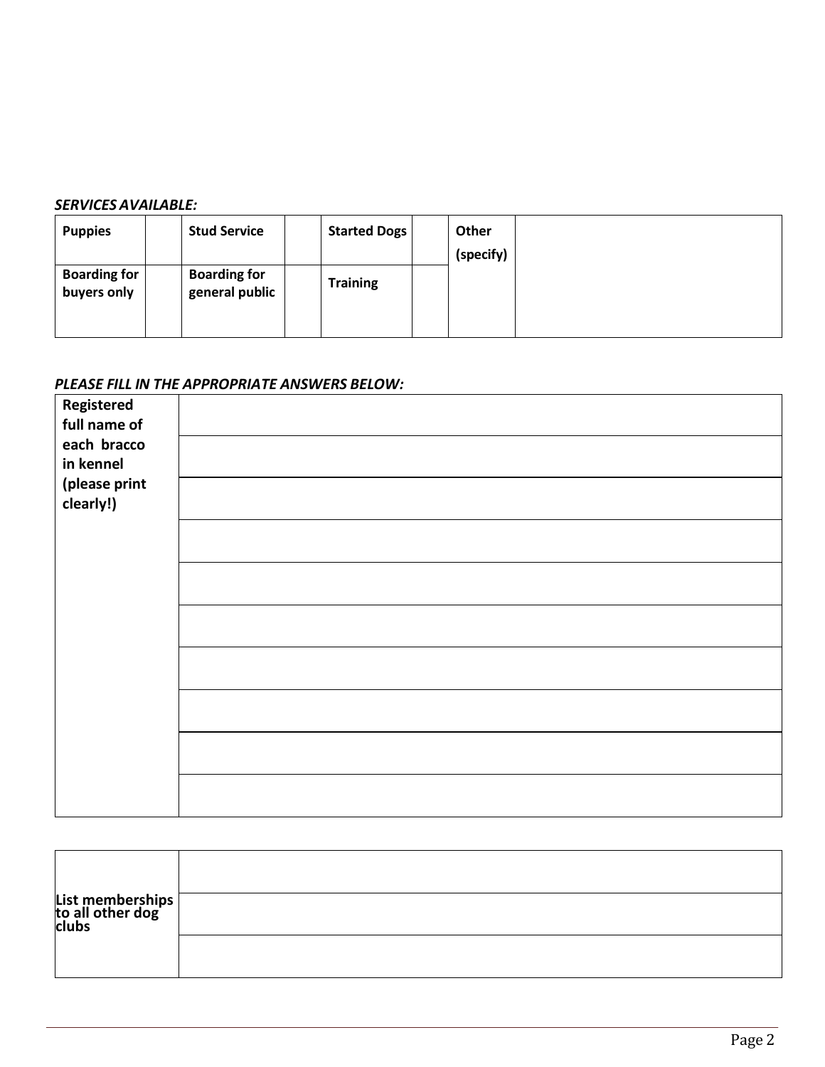***SERVICES AVAILABLE:***

| **Puppies** | | **Stud Service** | | **Started Dogs** | | **Other (specify)** | |
|---|---|---|---|---|---|---|---|
| **Boarding for buyers only** | | **Boarding for general public** | | **Training** | | | |

***PLEASE FILL IN THE APPROPRIATE ANSWERS BELOW:***

| **Registered full name of each bracco in kennel (please print clearly!)** | |
|---|---|
| | |
| | |
| | |
| | |
| | |
| | |
| | |
| | |
| | |

| **List memberships to all other dog clubs** | |
|---|---|
| | |
| | |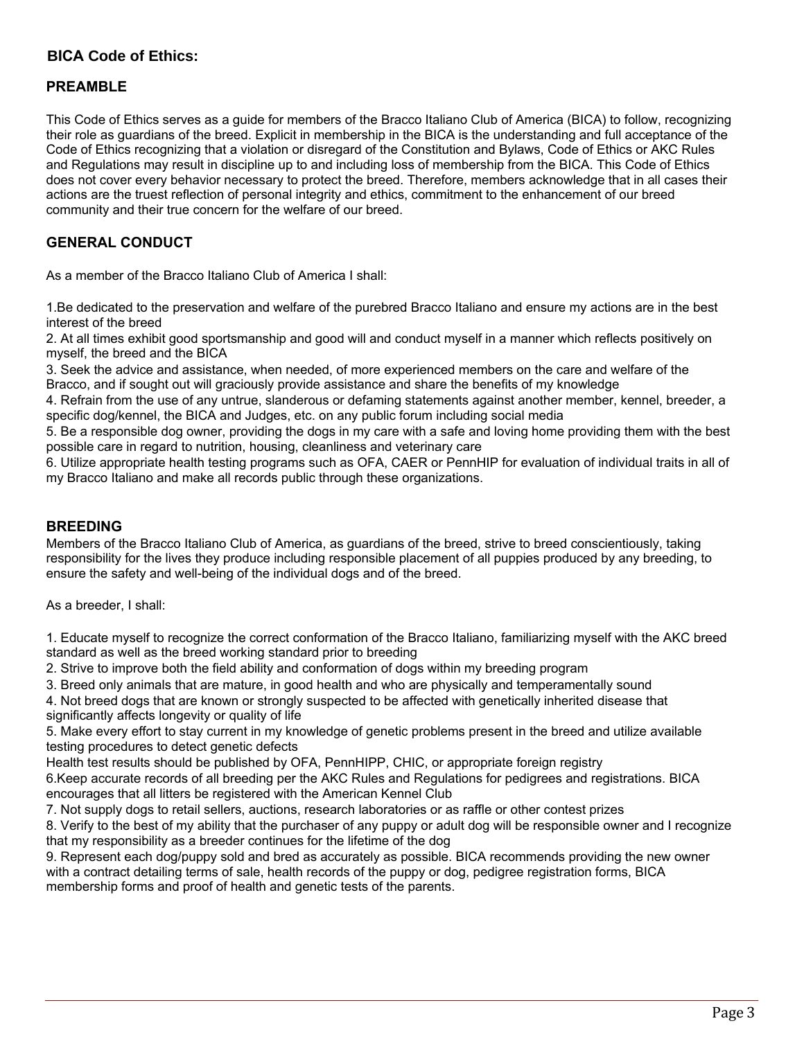## BICA Code of Ethics:

### PREAMBLE

This Code of Ethics serves as a guide for members of the Bracco Italiano Club of America (BICA) to follow, recognizing their role as guardians of the breed. Explicit in membership in the BICA is the understanding and full acceptance of the Code of Ethics recognizing that a violation or disregard of the Constitution and Bylaws, Code of Ethics or AKC Rules and Regulations may result in discipline up to and including loss of membership from the BICA. This Code of Ethics does not cover every behavior necessary to protect the breed. Therefore, members acknowledge that in all cases their actions are the truest reflection of personal integrity and ethics, commitment to the enhancement of our breed community and their true concern for the welfare of our breed.

### GENERAL CONDUCT

As a member of the Bracco Italiano Club of America I shall:

1.Be dedicated to the preservation and welfare of the purebred Bracco Italiano and ensure my actions are in the best interest of the breed
2. At all times exhibit good sportsmanship and good will and conduct myself in a manner which reflects positively on myself, the breed and the BICA
3. Seek the advice and assistance, when needed, of more experienced members on the care and welfare of the Bracco, and if sought out will graciously provide assistance and share the benefits of my knowledge
4. Refrain from the use of any untrue, slanderous or defaming statements against another member, kennel, breeder, a specific dog/kennel, the BICA and Judges, etc. on any public forum including social media
5. Be a responsible dog owner, providing the dogs in my care with a safe and loving home providing them with the best possible care in regard to nutrition, housing, cleanliness and veterinary care
6. Utilize appropriate health testing programs such as OFA, CAER or PennHIP for evaluation of individual traits in all of my Bracco Italiano and make all records public through these organizations.

### BREEDING

Members of the Bracco Italiano Club of America, as guardians of the breed, strive to breed conscientiously, taking responsibility for the lives they produce including responsible placement of all puppies produced by any breeding, to ensure the safety and well-being of the individual dogs and of the breed.

As a breeder, I shall:

1. Educate myself to recognize the correct conformation of the Bracco Italiano, familiarizing myself with the AKC breed standard as well as the breed working standard prior to breeding
2. Strive to improve both the field ability and conformation of dogs within my breeding program
3. Breed only animals that are mature, in good health and who are physically and temperamentally sound
4. Not breed dogs that are known or strongly suspected to be affected with genetically inherited disease that significantly affects longevity or quality of life
5. Make every effort to stay current in my knowledge of genetic problems present in the breed and utilize available testing procedures to detect genetic defects
Health test results should be published by OFA, PennHIPP, CHIC, or appropriate foreign registry
6.Keep accurate records of all breeding per the AKC Rules and Regulations for pedigrees and registrations. BICA encourages that all litters be registered with the American Kennel Club
7. Not supply dogs to retail sellers, auctions, research laboratories or as raffle or other contest prizes
8. Verify to the best of my ability that the purchaser of any puppy or adult dog will be responsible owner and I recognize that my responsibility as a breeder continues for the lifetime of the dog
9. Represent each dog/puppy sold and bred as accurately as possible. BICA recommends providing the new owner with a contract detailing terms of sale, health records of the puppy or dog, pedigree registration forms, BICA membership forms and proof of health and genetic tests of the parents.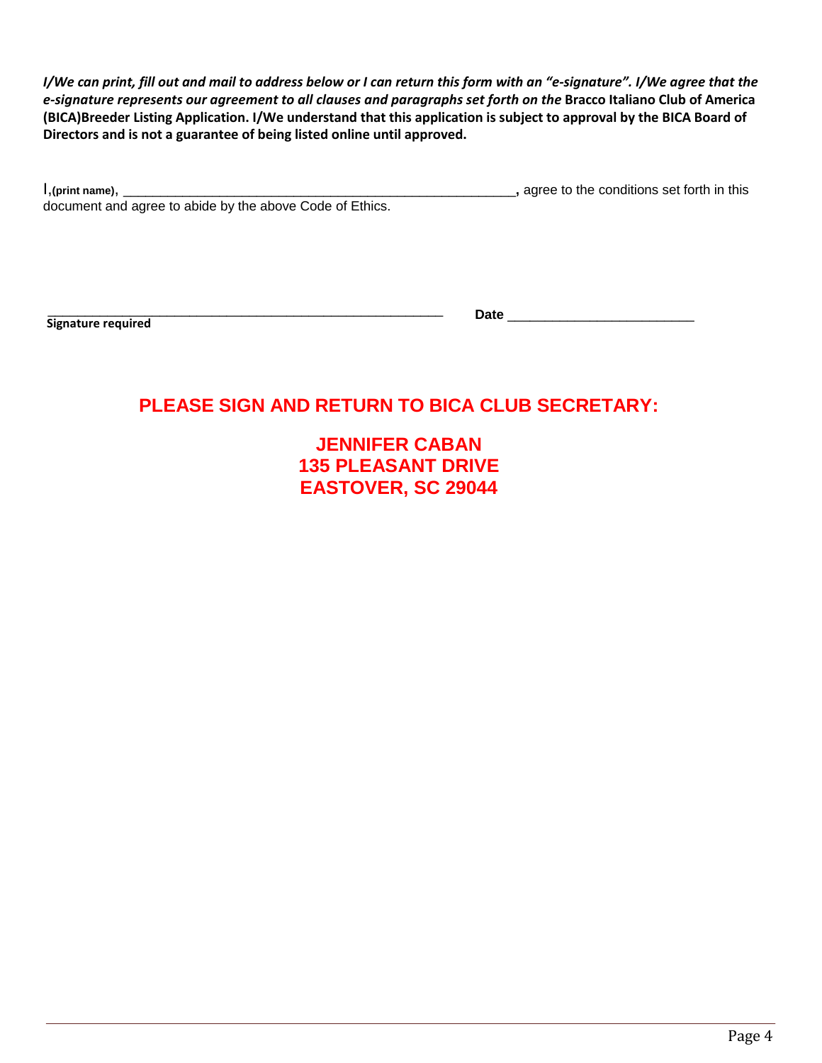***I/We can print, fill out and mail to address below or I can return this form with an "e-signature". I/We agree that the e-signature represents our agreement to all clauses and paragraphs set forth on the* Bracco Italiano Club of America (BICA)Breeder Listing Application. I/We understand that this application is subject to approval by the BICA Board of Directors and is not a guarantee of being listed online until approved.**

I,**(print name)**, _______________________________________________________**,** agree to the conditions set forth in this document and agree to abide by the above Code of Ethics.

_______________________________________________________

**Signature required**

**Date** _________________________

## PLEASE SIGN AND RETURN TO BICA CLUB SECRETARY:

**JENNIFER CABAN**
**135 PLEASANT DRIVE**
**EASTOVER, SC 29044**